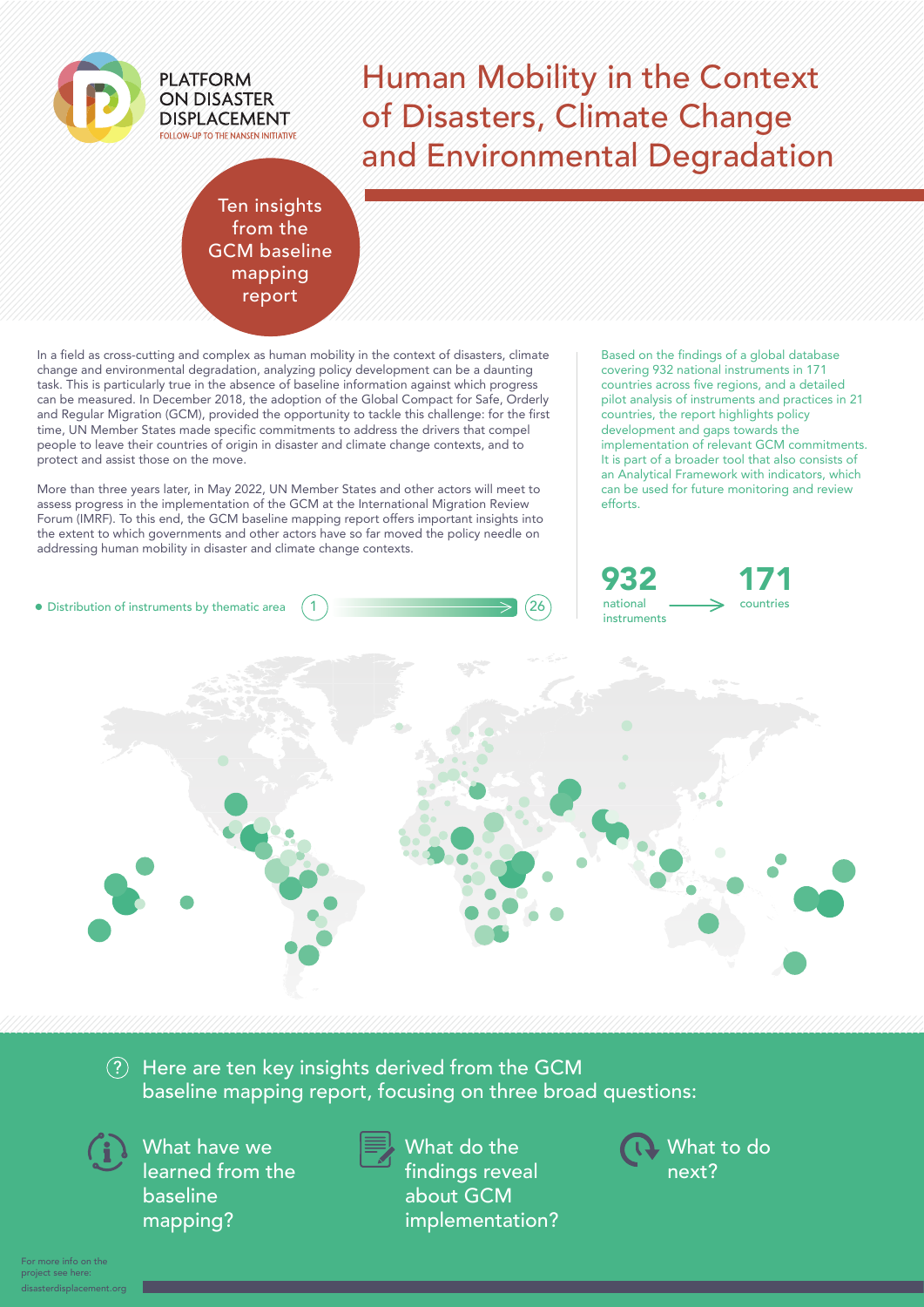PLATFORM ON DISASTER DISPLACEMENT
FOLLOW-UP TO THE NANSEN INITIATIVE

# Human Mobility in the Context of Disasters, Climate Change and Environmental Degradation

## Ten insights from the GCM baseline mapping report

In a field as cross-cutting and complex as human mobility in the context of disasters, climate change and environmental degradation, analyzing policy development can be a daunting task. This is particularly true in the absence of baseline information against which progress can be measured. In December 2018, the adoption of the Global Compact for Safe, Orderly and Regular Migration (GCM), provided the opportunity to tackle this challenge: for the first time, UN Member States made specific commitments to address the drivers that compel people to leave their countries of origin in disaster and climate change contexts, and to protect and assist those on the move.

More than three years later, in May 2022, UN Member States and other actors will meet to assess progress in the implementation of the GCM at the International Migration Review Forum (IMRF). To this end, the GCM baseline mapping report offers important insights into the extent to which governments and other actors have so far moved the policy needle on addressing human mobility in disaster and climate change contexts.

Based on the findings of a global database covering 932 national instruments in 171 countries across five regions, and a detailed pilot analysis of instruments and practices in 21 countries, the report highlights policy development and gaps towards the implementation of relevant GCM commitments. It is part of a broader tool that also consists of an Analytical Framework with indicators, which can be used for future monitoring and review efforts.

**932** national instruments → **171** countries

Distribution of instruments by thematic area (1 → 26)

Here are ten key insights derived from the GCM baseline mapping report, focusing on three broad questions:

- What have we learned from the baseline mapping?
- What do the findings reveal about GCM implementation?
- What to do next?

For more info on the project see here: disasterdisplacement.org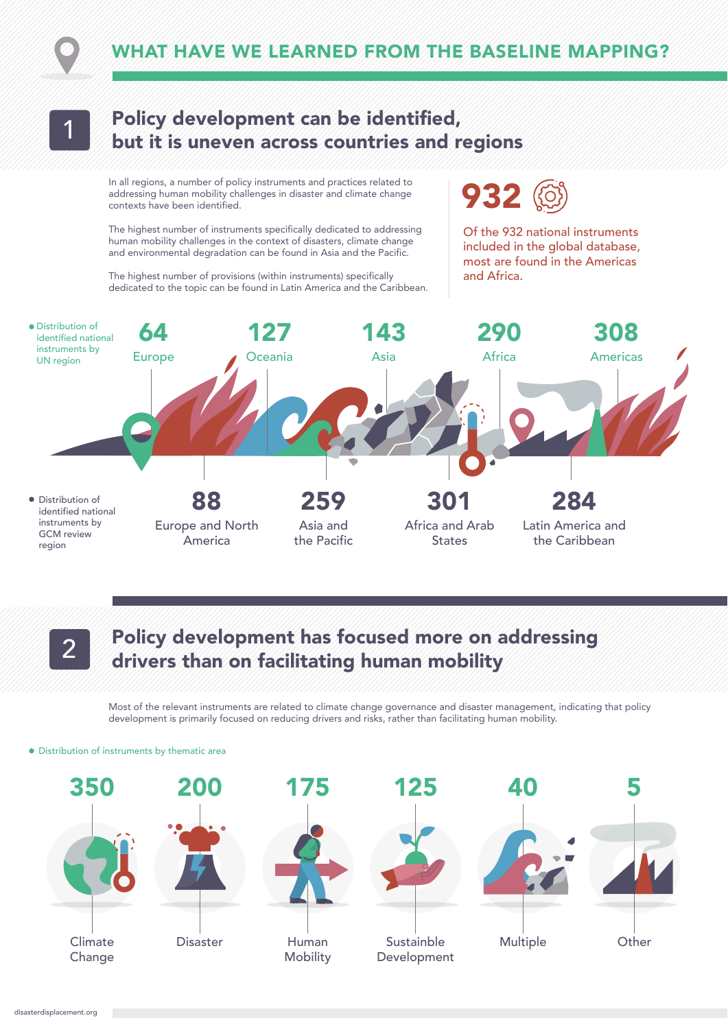# WHAT HAVE WE LEARNED FROM THE BASELINE MAPPING?

## 1 Policy development can be identified, but it is uneven across countries and regions

In all regions, a number of policy instruments and practices related to addressing human mobility challenges in disaster and climate change contexts have been identified.

The highest number of instruments specifically dedicated to addressing human mobility challenges in the context of disasters, climate change and environmental degradation can be found in Asia and the Pacific.

The highest number of provisions (within instruments) specifically dedicated to the topic can be found in Latin America and the Caribbean.

**932**

Of the 932 national instruments included in the global database, most are found in the Americas and Africa.

- Distribution of identified national instruments by UN region

| Europe | Oceania | Asia | Africa | Americas |
|---|---|---|---|---|
| 64 | 127 | 143 | 290 | 308 |

- Distribution of identified national instruments by GCM review region

| Europe and North America | Asia and the Pacific | Africa and Arab States | Latin America and the Caribbean |
|---|---|---|---|
| 88 | 259 | 301 | 284 |

## 2 Policy development has focused more on addressing drivers than on facilitating human mobility

Most of the relevant instruments are related to climate change governance and disaster management, indicating that policy development is primarily focused on reducing drivers and risks, rather than facilitating human mobility.

- Distribution of instruments by thematic area

| Climate Change | Disaster | Human Mobility | Sustainble Development | Multiple | Other |
|---|---|---|---|---|---|
| 350 | 200 | 175 | 125 | 40 | 5 |

disasterdisplacement.org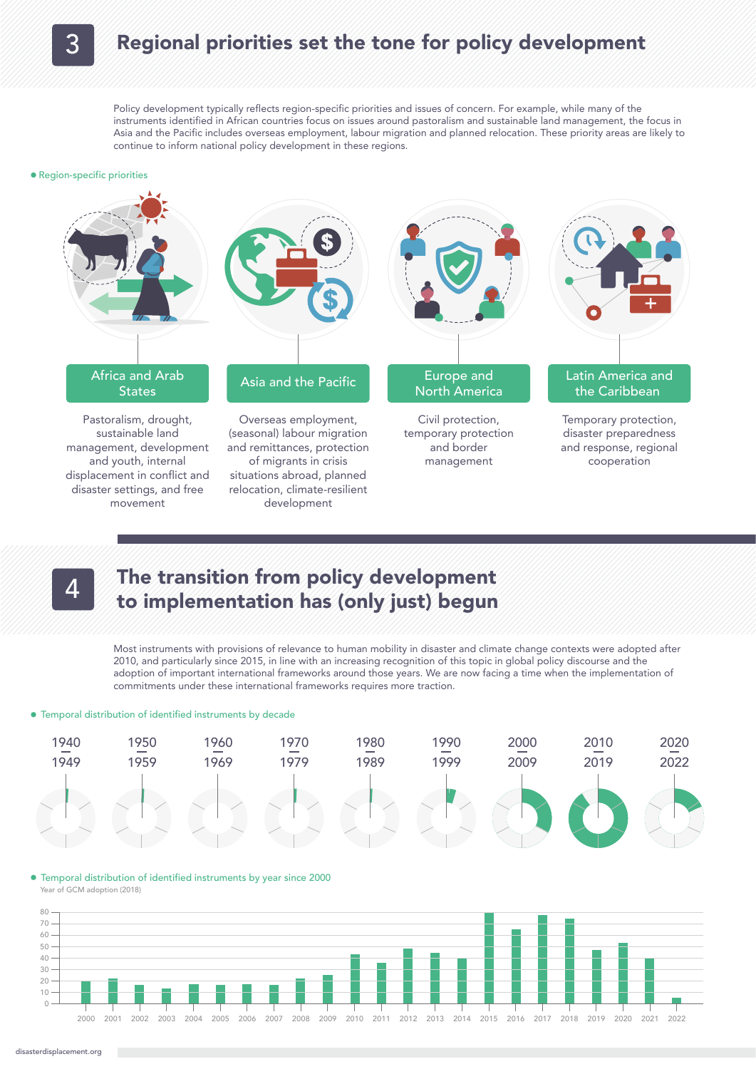# 3 Regional priorities set the tone for policy development

Policy development typically reflects region-specific priorities and issues of concern. For example, while many of the instruments identified in African countries focus on issues around pastoralism and sustainable land management, the focus in Asia and the Pacific includes overseas employment, labour migration and planned relocation. These priority areas are likely to continue to inform national policy development in these regions.

**Region-specific priorities**

| Africa and Arab States | Asia and the Pacific | Europe and North America | Latin America and the Caribbean |
|---|---|---|---|
| Pastoralism, drought, sustainable land management, development and youth, internal displacement in conflict and disaster settings, and free movement | Overseas employment, (seasonal) labour migration and remittances, protection of migrants in crisis situations abroad, planned relocation, climate-resilient development | Civil protection, temporary protection and border management | Temporary protection, disaster preparedness and response, regional cooperation |

# 4 The transition from policy development to implementation has (only just) begun

Most instruments with provisions of relevance to human mobility in disaster and climate change contexts were adopted after 2010, and particularly since 2015, in line with an increasing recognition of this topic in global policy discourse and the adoption of important international frameworks around those years. We are now facing a time when the implementation of commitments under these international frameworks requires more traction.

**Temporal distribution of identified instruments by decade**

1940–1949 | 1950–1959 | 1960–1969 | 1970–1979 | 1980–1989 | 1990–1999 | 2000–2009 | 2010–2019 | 2020–2022

**Temporal distribution of identified instruments by year since 2000**

Year of GCM adoption (2018)

Years: 2000, 2001, 2002, 2003, 2004, 2005, 2006, 2007, 2008, 2009, 2010, 2011, 2012, 2013, 2014, 2015, 2016, 2017, 2018, 2019, 2020, 2021, 2022

Axis: 0, 10, 20, 30, 40, 50, 60, 70, 80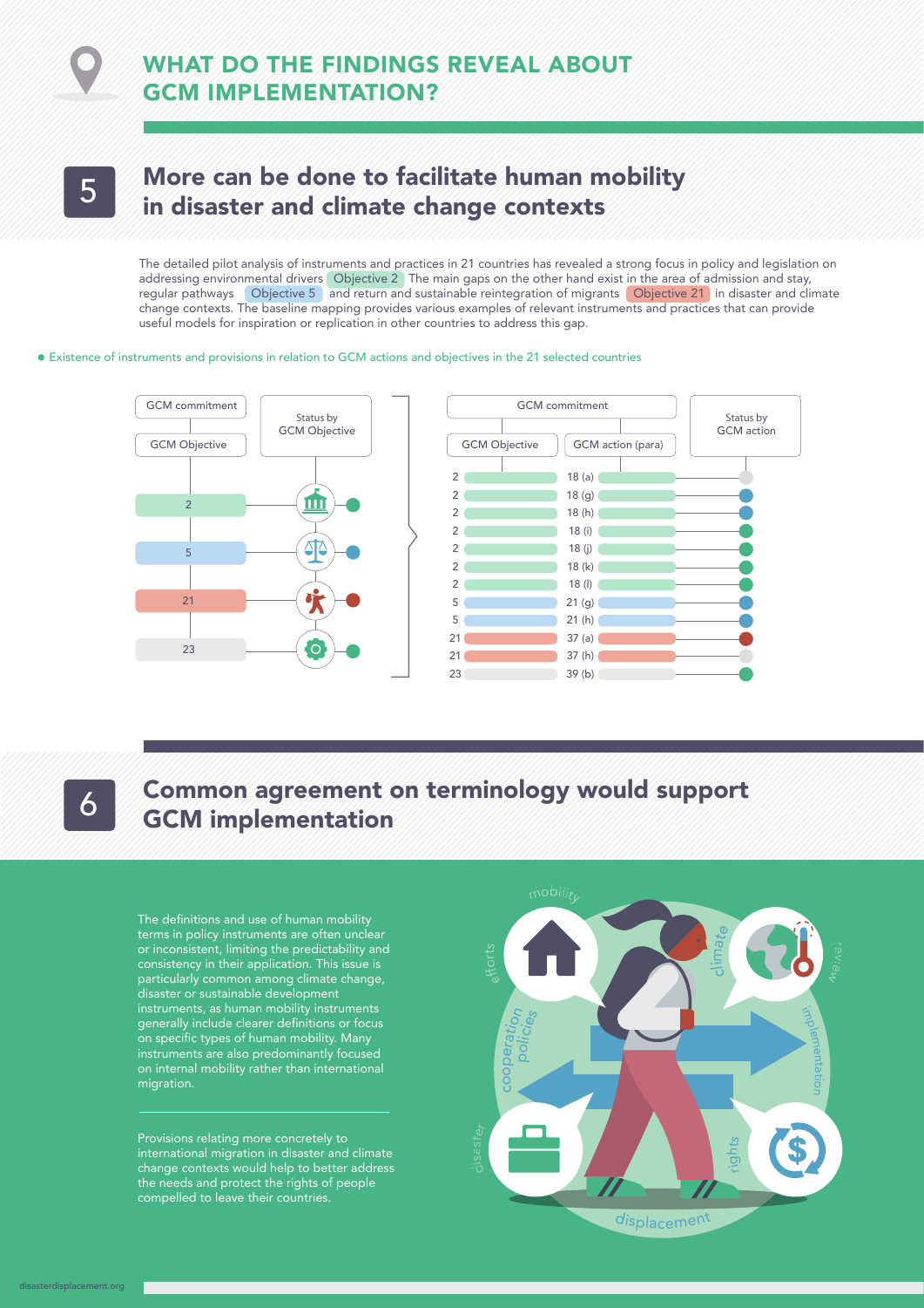# WHAT DO THE FINDINGS REVEAL ABOUT GCM IMPLEMENTATION?

## 5 More can be done to facilitate human mobility in disaster and climate change contexts

The detailed pilot analysis of instruments and practices in 21 countries has revealed a strong focus in policy and legislation on addressing environmental drivers Objective 2. The main gaps on the other hand exist in the area of admission and stay, regular pathways Objective 5 and return and sustainable reintegration of migrants Objective 21 in disaster and climate change contexts. The baseline mapping provides various examples of relevant instruments and practices that can provide useful models for inspiration or replication in other countries to address this gap.

● Existence of instruments and provisions in relation to GCM actions and objectives in the 21 selected countries

| GCM Objective | Status by GCM Objective |
|---|---|
| 2 | ● (green) |
| 5 | ● (blue) |
| 21 | ● (red) |
| 23 | ● (green) |

| GCM Objective | GCM action (para) | Status by GCM action |
|---|---|---|
| 2 | 18 (a) | ● (grey) |
| 2 | 18 (g) | ● (blue) |
| 2 | 18 (h) | ● (blue) |
| 2 | 18 (i) | ● (green) |
| 2 | 18 (j) | ● (green) |
| 2 | 18 (k) | ● (green) |
| 2 | 18 (l) | ● (green) |
| 5 | 21 (g) | ● (blue) |
| 5 | 21 (h) | ● (blue) |
| 21 | 37 (a) | ● (red) |
| 21 | 37 (h) | ● (grey) |
| 23 | 39 (b) | ● (green) |

## 6 Common agreement on terminology would support GCM implementation

The definitions and use of human mobility terms in policy instruments are often unclear or inconsistent, limiting the predictability and consistency in their application. This issue is particularly common among climate change, disaster or sustainable development instruments, as human mobility instruments generally include clearer definitions or focus on specific types of human mobility. Many instruments are also predominantly focused on internal mobility rather than international migration.

Provisions relating more concretely to international migration in disaster and climate change contexts would help to better address the needs and protect the rights of people compelled to leave their countries.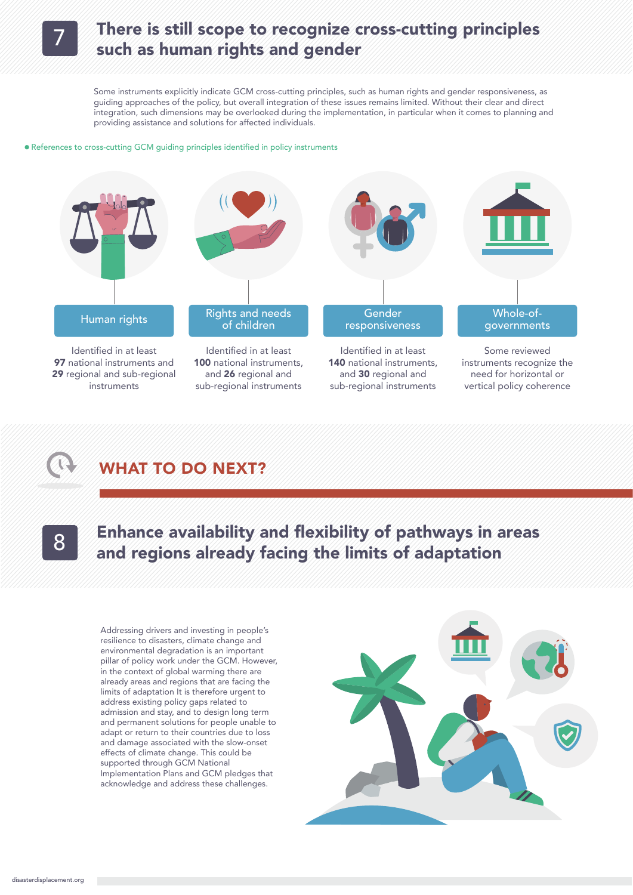## 7 There is still scope to recognize cross-cutting principles such as human rights and gender

Some instruments explicitly indicate GCM cross-cutting principles, such as human rights and gender responsiveness, as guiding approaches of the policy, but overall integration of these issues remains limited. Without their clear and direct integration, such dimensions may be overlooked during the implementation, in particular when it comes to planning and providing assistance and solutions for affected individuals.

● References to cross-cutting GCM guiding principles identified in policy instruments

**Human rights**

Identified in at least **97** national instruments and **29** regional and sub-regional instruments

**Rights and needs of children**

Identified in at least **100** national instruments, and **26** regional and sub-regional instruments

**Gender responsiveness**

Identified in at least **140** national instruments, and **30** regional and sub-regional instruments

**Whole-of-governments**

Some reviewed instruments recognize the need for horizontal or vertical policy coherence

# WHAT TO DO NEXT?

## 8 Enhance availability and flexibility of pathways in areas and regions already facing the limits of adaptation

Addressing drivers and investing in people's resilience to disasters, climate change and environmental degradation is an important pillar of policy work under the GCM. However, in the context of global warming there are already areas and regions that are facing the limits of adaptation It is therefore urgent to address existing policy gaps related to admission and stay, and to design long term and permanent solutions for people unable to adapt or return to their countries due to loss and damage associated with the slow-onset effects of climate change. This could be supported through GCM National Implementation Plans and GCM pledges that acknowledge and address these challenges.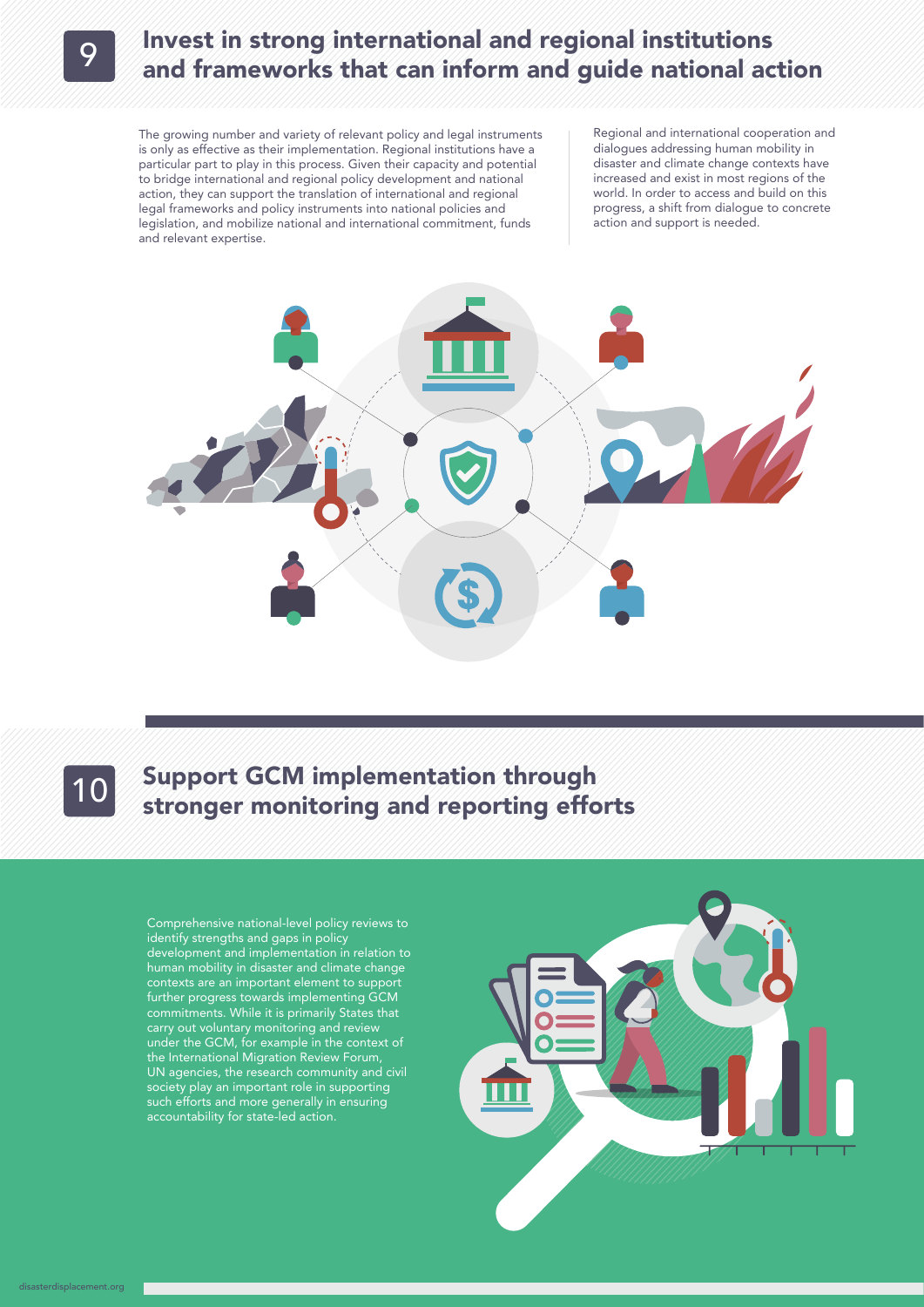## 9 Invest in strong international and regional institutions and frameworks that can inform and guide national action

The growing number and variety of relevant policy and legal instruments is only as effective as their implementation. Regional institutions have a particular part to play in this process. Given their capacity and potential to bridge international and regional policy development and national action, they can support the translation of international and regional legal frameworks and policy instruments into national policies and legislation, and mobilize national and international commitment, funds and relevant expertise.

Regional and international cooperation and dialogues addressing human mobility in disaster and climate change contexts have increased and exist in most regions of the world. In order to access and build on this progress, a shift from dialogue to concrete action and support is needed.

## 10 Support GCM implementation through stronger monitoring and reporting efforts

Comprehensive national-level policy reviews to identify strengths and gaps in policy development and implementation in relation to human mobility in disaster and climate change contexts are an important element to support further progress towards implementing GCM commitments. While it is primarily States that carry out voluntary monitoring and review under the GCM, for example in the context of the International Migration Review Forum, UN agencies, the research community and civil society play an important role in supporting such efforts and more generally in ensuring accountability for state-led action.